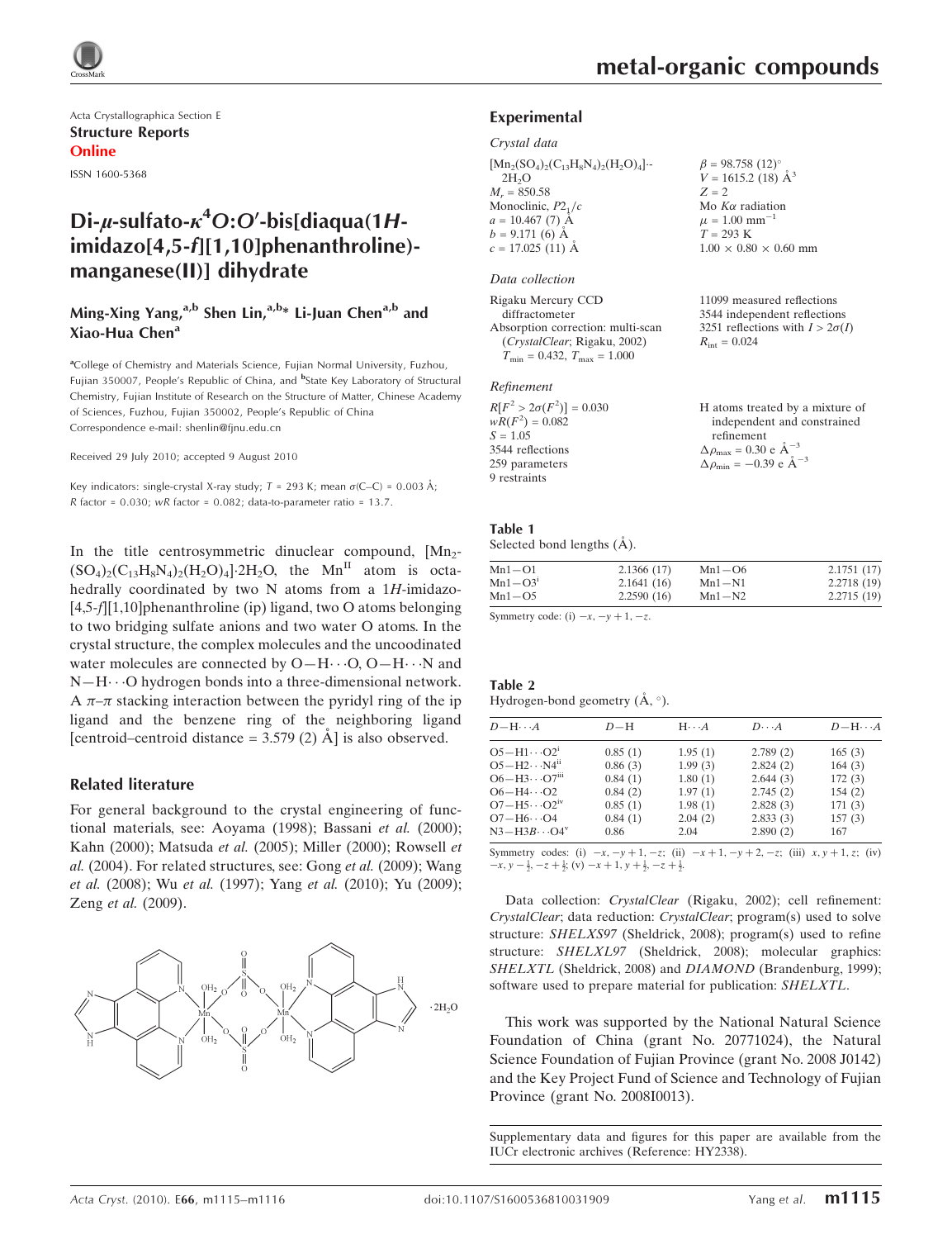Acta Crystallographica Section E

**Structure Reports Online**

ISSN 1600-5368

# Di-μ-sulfato-$\kappa^4O$:$O'$-bis[diaqua(1*H*-imidazo[4,5-*f*][1,10]phenanthroline)-manganese(II)] dihydrate

**Ming-Xing Yang,[a,b] Shen Lin,[a,b]* Li-Juan Chen[a,b] and Xiao-Hua Chen[a]**

[a]College of Chemistry and Materials Science, Fujian Normal University, Fuzhou, Fujian 350007, People's Republic of China, and [b]State Key Laboratory of Structural Chemistry, Fujian Institute of Research on the Structure of Matter, Chinese Academy of Sciences, Fuzhou, Fujian 350002, People's Republic of China
Correspondence e-mail: shenlin@fjnu.edu.cn

Received 29 July 2010; accepted 9 August 2010

Key indicators: single-crystal X-ray study; $T$ = 293 K; mean $\sigma$(C–C) = 0.003 Å; $R$ factor = 0.030; $wR$ factor = 0.082; data-to-parameter ratio = 13.7.

In the title centrosymmetric dinuclear compound, $[Mn_2(SO_4)_2(C_{13}H_8N_4)_2(H_2O)_4]\cdot 2H_2O$, the $Mn^{II}$ atom is octahedrally coordinated by two N atoms from a 1*H*-imidazo[4,5-*f*][1,10]phenanthroline (ip) ligand, two O atoms belonging to two bridging sulfate anions and two water O atoms. In the crystal structure, the complex molecules and the uncoodinated water molecules are connected by O—H···O, O—H···N and N—H···O hydrogen bonds into a three-dimensional network. A $\pi$–$\pi$ stacking interaction between the pyridyl ring of the ip ligand and the benzene ring of the neighboring ligand [centroid–centroid distance = 3.579 (2) Å] is also observed.

## Related literature

For general background to the crystal engineering of functional materials, see: Aoyama (1998); Bassani *et al.* (2000); Kahn (2000); Matsuda *et al.* (2005); Miller (2000); Rowsell *et al.* (2004). For related structures, see: Gong *et al.* (2009); Wang *et al.* (2008); Wu *et al.* (1997); Yang *et al.* (2010); Yu (2009); Zeng *et al.* (2009).

## Experimental

### Crystal data

$[Mn_2(SO_4)_2(C_{13}H_8N_4)_2(H_2O)_4]\cdot 2H_2O$
$M_r$ = 850.58
Monoclinic, $P2_1/c$
$a$ = 10.467 (7) Å
$b$ = 9.171 (6) Å
$c$ = 17.025 (11) Å
$\beta$ = 98.758 (12)°
$V$ = 1615.2 (18) Å$^3$
$Z$ = 2
Mo $K\alpha$ radiation
$\mu$ = 1.00 mm$^{-1}$
$T$ = 293 K
1.00 × 0.80 × 0.60 mm

### Data collection

Rigaku Mercury CCD diffractometer
Absorption correction: multi-scan (*CrystalClear*; Rigaku, 2002)
$T_{min}$ = 0.432, $T_{max}$ = 1.000
11099 measured reflections
3544 independent reflections
3251 reflections with $I > 2\sigma(I)$
$R_{int}$ = 0.024

### Refinement

$R[F^2 > 2\sigma(F^2)]$ = 0.030
$wR(F^2)$ = 0.082
$S$ = 1.05
3544 reflections
259 parameters
9 restraints
H atoms treated by a mixture of independent and constrained refinement
$\Delta\rho_{max}$ = 0.30 e Å$^{-3}$
$\Delta\rho_{min}$ = −0.39 e Å$^{-3}$

**Table 1**
Selected bond lengths (Å).

| | | | |
|---|---|---|---|
| Mn1—O1 | 2.1366 (17) | Mn1—O6 | 2.1751 (17) |
| Mn1—O3$^i$ | 2.1641 (16) | Mn1—N1 | 2.2718 (19) |
| Mn1—O5 | 2.2590 (16) | Mn1—N2 | 2.2715 (19) |

Symmetry code: (i) $-x, -y+1, -z$.

**Table 2**
Hydrogen-bond geometry (Å, °).

| $D$—H···$A$ | $D$—H | H···$A$ | $D$···$A$ | $D$—H···$A$ |
|---|---|---|---|---|
| O5—H1···O2$^i$ | 0.85 (1) | 1.95 (1) | 2.789 (2) | 165 (3) |
| O5—H2···N4$^{ii}$ | 0.86 (3) | 1.99 (3) | 2.824 (2) | 164 (3) |
| O6—H3···O7$^{iii}$ | 0.84 (1) | 1.80 (1) | 2.644 (3) | 172 (3) |
| O6—H4···O2 | 0.84 (2) | 1.97 (1) | 2.745 (2) | 154 (2) |
| O7—H5···O2$^{iv}$ | 0.85 (1) | 1.98 (1) | 2.828 (3) | 171 (3) |
| O7—H6···O4 | 0.84 (1) | 2.04 (2) | 2.833 (3) | 157 (3) |
| N3—H3*B*···O4$^v$ | 0.86 | 2.04 | 2.890 (2) | 167 |

Symmetry codes: (i) $-x, -y+1, -z$; (ii) $-x+1, -y+2, -z$; (iii) $x, y+1, z$; (iv) $-x, y-\frac{1}{2}, -z+\frac{1}{2}$; (v) $-x+1, y+\frac{1}{2}, -z+\frac{1}{2}$.

Data collection: *CrystalClear* (Rigaku, 2002); cell refinement: *CrystalClear*; data reduction: *CrystalClear*; program(s) used to solve structure: *SHELXS97* (Sheldrick, 2008); program(s) used to refine structure: *SHELXL97* (Sheldrick, 2008); molecular graphics: *SHELXTL* (Sheldrick, 2008) and *DIAMOND* (Brandenburg, 1999); software used to prepare material for publication: *SHELXTL*.

This work was supported by the National Natural Science Foundation of China (grant No. 20771024), the Natural Science Foundation of Fujian Province (grant No. 2008 J0142) and the Key Project Fund of Science and Technology of Fujian Province (grant No. 2008I0013).

Supplementary data and figures for this paper are available from the IUCr electronic archives (Reference: HY2338).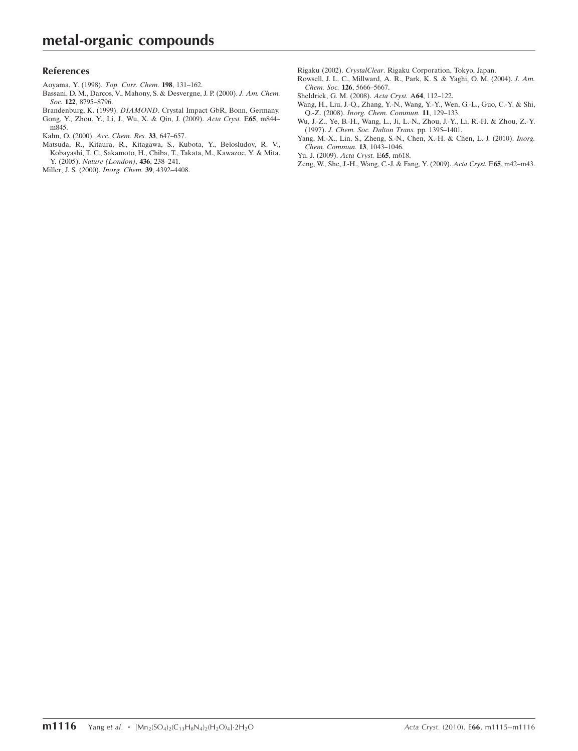## References

Aoyama, Y. (1998). *Top. Curr. Chem.* **198**, 131–162.

Bassani, D. M., Darcos, V., Mahony, S. & Desvergne, J. P. (2000). *J. Am. Chem. Soc.* **122**, 8795–8796.

Brandenburg, K. (1999). *DIAMOND*. Crystal Impact GbR, Bonn, Germany.

Gong, Y., Zhou, Y., Li, J., Wu, X. & Qin, J. (2009). *Acta Cryst.* E**65**, m844–m845.

Kahn, O. (2000). *Acc. Chem. Res.* **33**, 647–657.

Matsuda, R., Kitaura, R., Kitagawa, S., Kubota, Y., Belosludov, R. V., Kobayashi, T. C., Sakamoto, H., Chiba, T., Takata, M., Kawazoe, Y. & Mita, Y. (2005). *Nature (London)*, **436**, 238–241.

Miller, J. S. (2000). *Inorg. Chem.* **39**, 4392–4408.

Rigaku (2002). *CrystalClear*. Rigaku Corporation, Tokyo, Japan.

Rowsell, J. L. C., Millward, A. R., Park, K. S. & Yaghi, O. M. (2004). *J. Am. Chem. Soc.* **126**, 5666–5667.

Sheldrick, G. M. (2008). *Acta Cryst.* A**64**, 112–122.

Wang, H., Liu, J.-Q., Zhang, Y.-N., Wang, Y.-Y., Wen, G.-L., Guo, C.-Y. & Shi, Q.-Z. (2008). *Inorg. Chem. Commun.* **11**, 129–133.

Wu, J.-Z., Ye, B.-H., Wang, L., Ji, L.-N., Zhou, J.-Y., Li, R.-H. & Zhou, Z.-Y. (1997). *J. Chem. Soc. Dalton Trans.* pp. 1395–1401.

Yang, M.-X., Lin, S., Zheng, S.-N., Chen, X.-H. & Chen, L.-J. (2010). *Inorg. Chem. Commun.* **13**, 1043–1046.

Yu, J. (2009). *Acta Cryst.* E**65**, m618.

Zeng, W., She, J.-H., Wang, C.-J. & Fang, Y. (2009). *Acta Cryst.* E**65**, m42–m43.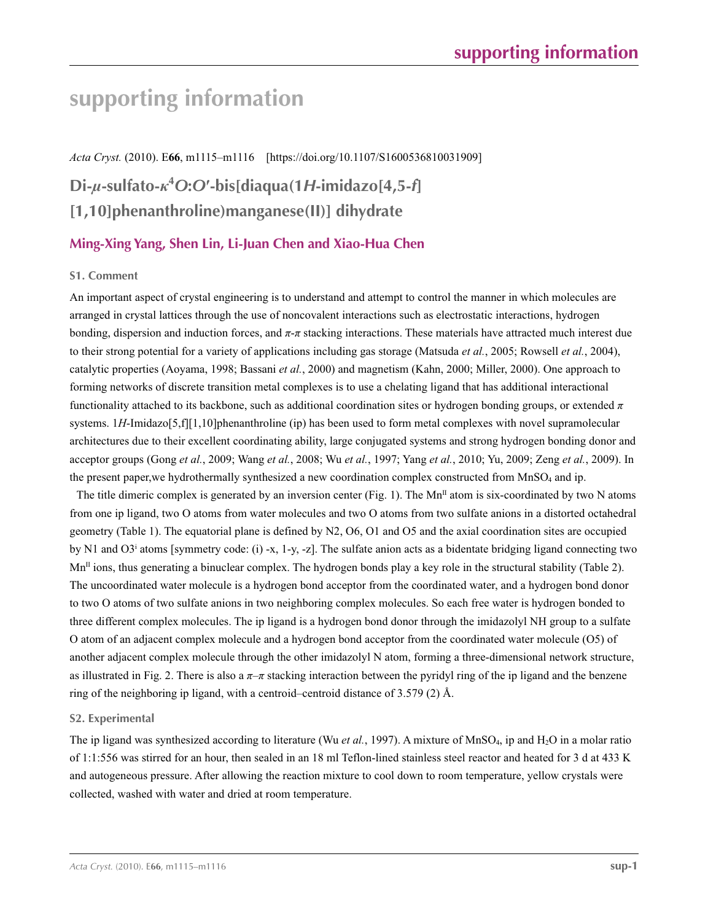# supporting information

*Acta Cryst.* (2010). E**66**, m1115–m1116 [https://doi.org/10.1107/S1600536810031909]

## Di-*µ*-sulfato-*κ*⁴*O*:*O*′-bis[diaqua(1*H*-imidazo[4,5-*f*][1,10]phenanthroline)manganese(II)] dihydrate

### Ming-Xing Yang, Shen Lin, Li-Juan Chen and Xiao-Hua Chen

### S1. Comment

An important aspect of crystal engineering is to understand and attempt to control the manner in which molecules are arranged in crystal lattices through the use of noncovalent interactions such as electrostatic interactions, hydrogen bonding, dispersion and induction forces, and *π*-*π* stacking interactions. These materials have attracted much interest due to their strong potential for a variety of applications including gas storage (Matsuda *et al.*, 2005; Rowsell *et al.*, 2004), catalytic properties (Aoyama, 1998; Bassani *et al.*, 2000) and magnetism (Kahn, 2000; Miller, 2000). One approach to forming networks of discrete transition metal complexes is to use a chelating ligand that has additional interactional functionality attached to its backbone, such as additional coordination sites or hydrogen bonding groups, or extended *π* systems. 1*H*-Imidazo[5,f][1,10]phenanthroline (ip) has been used to form metal complexes with novel supramolecular architectures due to their excellent coordinating ability, large conjugated systems and strong hydrogen bonding donor and acceptor groups (Gong *et al.*, 2009; Wang *et al.*, 2008; Wu *et al.*, 1997; Yang *et al.*, 2010; Yu, 2009; Zeng *et al.*, 2009). In the present paper,we hydrothermally synthesized a new coordination complex constructed from $MnSO_4$ and ip.

The title dimeric complex is generated by an inversion center (Fig. 1). The $Mn^{II}$ atom is six-coordinated by two N atoms from one ip ligand, two O atoms from water molecules and two O atoms from two sulfate anions in a distorted octahedral geometry (Table 1). The equatorial plane is defined by N2, O6, O1 and O5 and the axial coordination sites are occupied by N1 and $O3^i$ atoms [symmetry code: (i) -x, 1-y, -z]. The sulfate anion acts as a bidentate bridging ligand connecting two $Mn^{II}$ ions, thus generating a binuclear complex. The hydrogen bonds play a key role in the structural stability (Table 2). The uncoordinated water molecule is a hydrogen bond acceptor from the coordinated water, and a hydrogen bond donor to two O atoms of two sulfate anions in two neighboring complex molecules. So each free water is hydrogen bonded to three different complex molecules. The ip ligand is a hydrogen bond donor through the imidazolyl NH group to a sulfate O atom of an adjacent complex molecule and a hydrogen bond acceptor from the coordinated water molecule (O5) of another adjacent complex molecule through the other imidazolyl N atom, forming a three-dimensional network structure, as illustrated in Fig. 2. There is also a *π*–*π* stacking interaction between the pyridyl ring of the ip ligand and the benzene ring of the neighboring ip ligand, with a centroid–centroid distance of 3.579 (2) Å.

### S2. Experimental

The ip ligand was synthesized according to literature (Wu *et al.*, 1997). A mixture of $MnSO_4$, ip and $H_2O$ in a molar ratio of 1:1:556 was stirred for an hour, then sealed in an 18 ml Teflon-lined stainless steel reactor and heated for 3 d at 433 K and autogeneous pressure. After allowing the reaction mixture to cool down to room temperature, yellow crystals were collected, washed with water and dried at room temperature.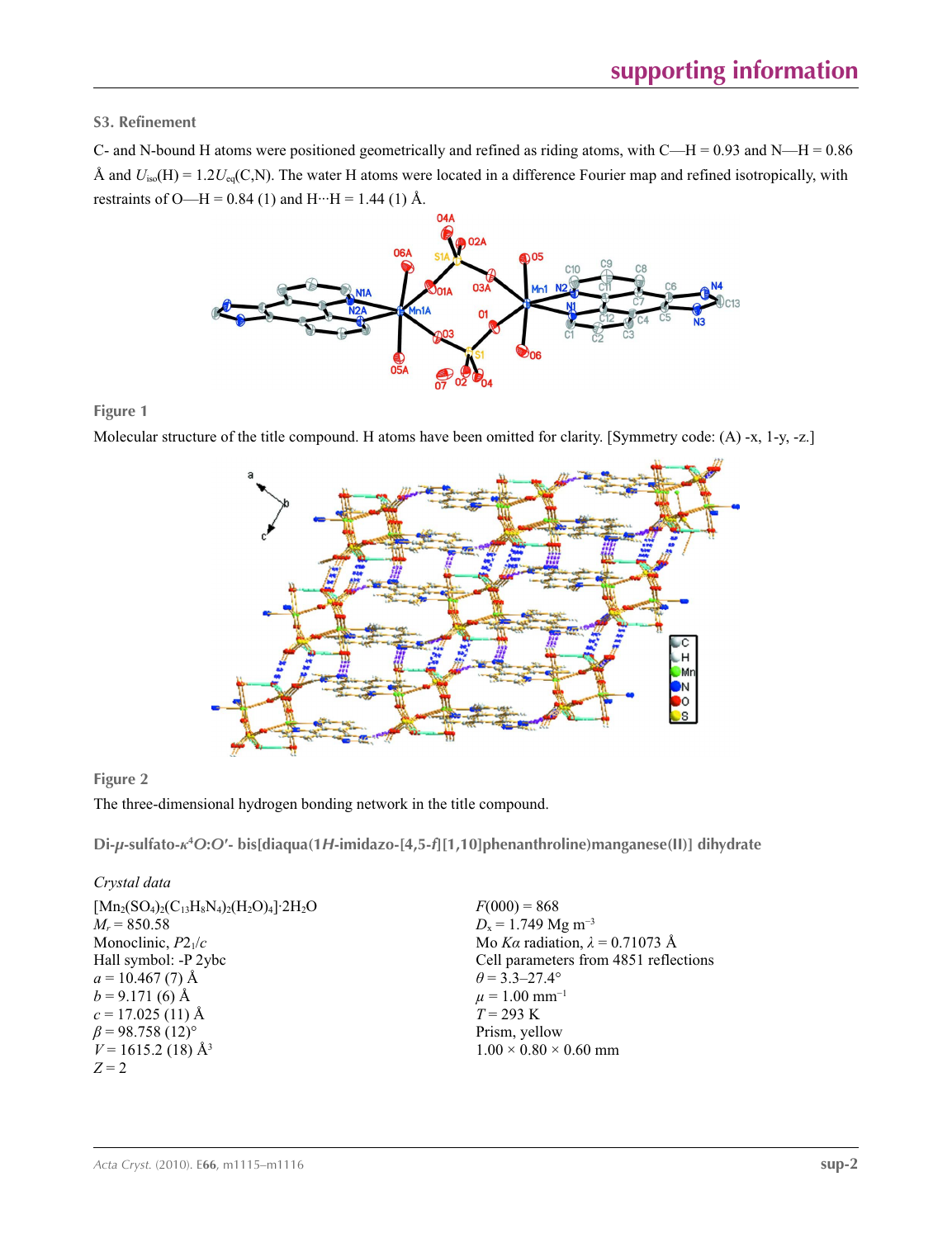## S3. Refinement

C- and N-bound H atoms were positioned geometrically and refined as riding atoms, with C—H = 0.93 and N—H = 0.86 Å and $U_{iso}$(H) = 1.2$U_{eq}$(C,N). The water H atoms were located in a difference Fourier map and refined isotropically, with restraints of O—H = 0.84 (1) and H···H = 1.44 (1) Å.

**Figure 1**

Molecular structure of the title compound. H atoms have been omitted for clarity. [Symmetry code: (A) -x, 1-y, -z.]

**Figure 2**

The three-dimensional hydrogen bonding network in the title compound.

### Di-μ-sulfato-κ⁴O:O′- bis[diaqua(1H-imidazo-[4,5-f][1,10]phenanthroline)manganese(II)] dihydrate

*Crystal data*

$[Mn_2(SO_4)_2(C_{13}H_8N_4)_2(H_2O)_4]\cdot 2H_2O$
$M_r$ = 850.58
Monoclinic, $P2_1/c$
Hall symbol: -P 2ybc
$a$ = 10.467 (7) Å
$b$ = 9.171 (6) Å
$c$ = 17.025 (11) Å
$\beta$ = 98.758 (12)°
$V$ = 1615.2 (18) Å$^3$
$Z$ = 2
$F$(000) = 868
$D_x$ = 1.749 Mg m$^{-3}$
Mo $K\alpha$ radiation, $\lambda$ = 0.71073 Å
Cell parameters from 4851 reflections
$\theta$ = 3.3–27.4°
$\mu$ = 1.00 mm$^{-1}$
$T$ = 293 K
Prism, yellow
1.00 × 0.80 × 0.60 mm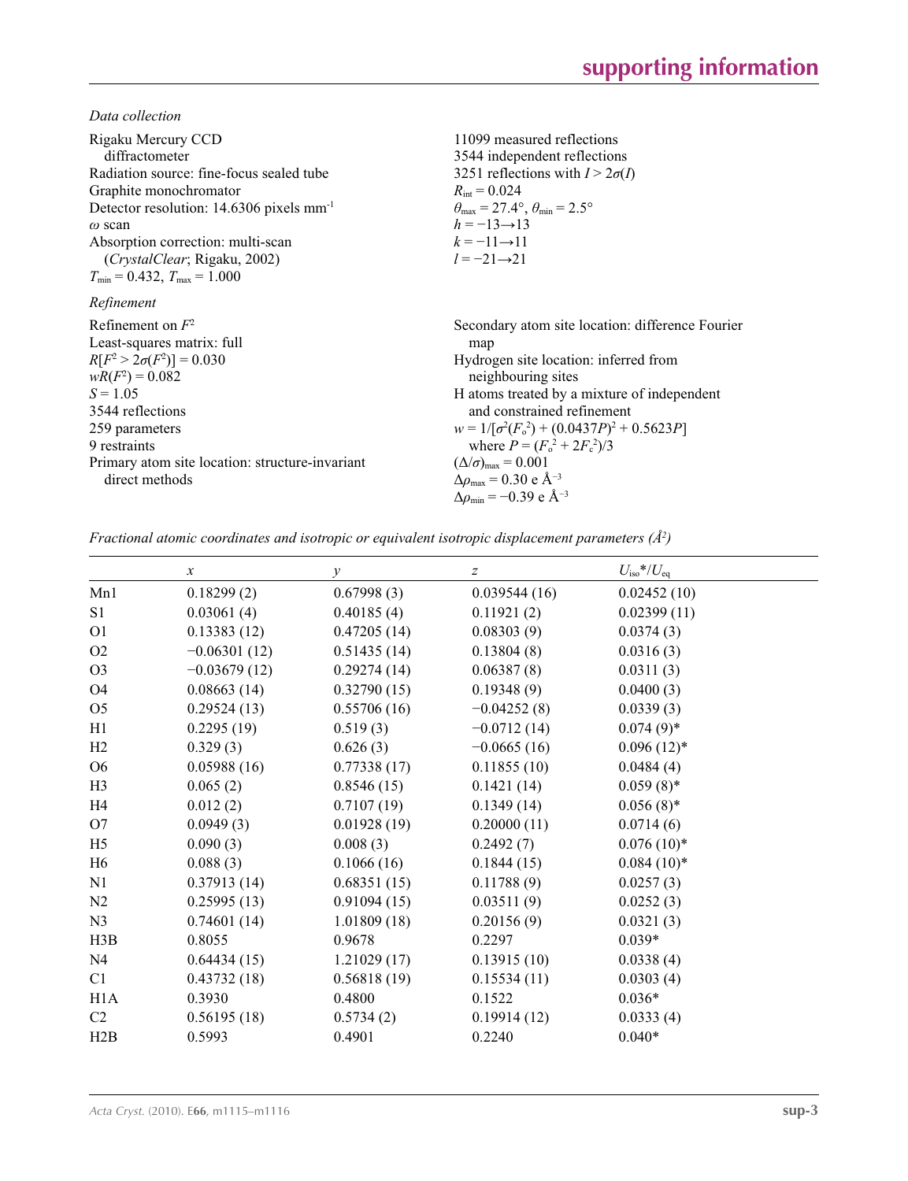*Data collection*

Rigaku Mercury CCD diffractometer
Radiation source: fine-focus sealed tube
Graphite monochromator
Detector resolution: 14.6306 pixels mm$^{-1}$
$\omega$ scan
Absorption correction: multi-scan (*CrystalClear*; Rigaku, 2002)
$T_{min} = 0.432$, $T_{max} = 1.000$

11099 measured reflections
3544 independent reflections
3251 reflections with $I > 2\sigma(I)$
$R_{int} = 0.024$
$\theta_{max} = 27.4°$, $\theta_{min} = 2.5°$
$h = -13 \rightarrow 13$
$k = -11 \rightarrow 11$
$l = -21 \rightarrow 21$

*Refinement*

Refinement on $F^2$
Least-squares matrix: full
$R[F^2 > 2\sigma(F^2)] = 0.030$
$wR(F^2) = 0.082$
$S = 1.05$
3544 reflections
259 parameters
9 restraints
Primary atom site location: structure-invariant direct methods

Secondary atom site location: difference Fourier map
Hydrogen site location: inferred from neighbouring sites
H atoms treated by a mixture of independent and constrained refinement
$w = 1/[\sigma^2(F_o^2) + (0.0437P)^2 + 0.5623P]$ where $P = (F_o^2 + 2F_c^2)/3$
$(\Delta/\sigma)_{max} = 0.001$
$\Delta\rho_{max} = 0.30$ e Å$^{-3}$
$\Delta\rho_{min} = -0.39$ e Å$^{-3}$

*Fractional atomic coordinates and isotropic or equivalent isotropic displacement parameters (Å$^2$)*

| | $x$ | $y$ | $z$ | $U_{iso}$*/$U_{eq}$ |
|---|---|---|---|---|
| Mn1 | 0.18299 (2) | 0.67998 (3) | 0.039544 (16) | 0.02452 (10) |
| S1 | 0.03061 (4) | 0.40185 (4) | 0.11921 (2) | 0.02399 (11) |
| O1 | 0.13383 (12) | 0.47205 (14) | 0.08303 (9) | 0.0374 (3) |
| O2 | −0.06301 (12) | 0.51435 (14) | 0.13804 (8) | 0.0316 (3) |
| O3 | −0.03679 (12) | 0.29274 (14) | 0.06387 (8) | 0.0311 (3) |
| O4 | 0.08663 (14) | 0.32790 (15) | 0.19348 (9) | 0.0400 (3) |
| O5 | 0.29524 (13) | 0.55706 (16) | −0.04252 (8) | 0.0339 (3) |
| H1 | 0.2295 (19) | 0.519 (3) | −0.0712 (14) | 0.074 (9)* |
| H2 | 0.329 (3) | 0.626 (3) | −0.0665 (16) | 0.096 (12)* |
| O6 | 0.05988 (16) | 0.77338 (17) | 0.11855 (10) | 0.0484 (4) |
| H3 | 0.065 (2) | 0.8546 (15) | 0.1421 (14) | 0.059 (8)* |
| H4 | 0.012 (2) | 0.7107 (19) | 0.1349 (14) | 0.056 (8)* |
| O7 | 0.0949 (3) | 0.01928 (19) | 0.20000 (11) | 0.0714 (6) |
| H5 | 0.090 (3) | 0.008 (3) | 0.2492 (7) | 0.076 (10)* |
| H6 | 0.088 (3) | 0.1066 (16) | 0.1844 (15) | 0.084 (10)* |
| N1 | 0.37913 (14) | 0.68351 (15) | 0.11788 (9) | 0.0257 (3) |
| N2 | 0.25995 (13) | 0.91094 (15) | 0.03511 (9) | 0.0252 (3) |
| N3 | 0.74601 (14) | 1.01809 (18) | 0.20156 (9) | 0.0321 (3) |
| H3B | 0.8055 | 0.9678 | 0.2297 | 0.039* |
| N4 | 0.64434 (15) | 1.21029 (17) | 0.13915 (10) | 0.0338 (4) |
| C1 | 0.43732 (18) | 0.56818 (19) | 0.15534 (11) | 0.0303 (4) |
| H1A | 0.3930 | 0.4800 | 0.1522 | 0.036* |
| C2 | 0.56195 (18) | 0.5734 (2) | 0.19914 (12) | 0.0333 (4) |
| H2B | 0.5993 | 0.4901 | 0.2240 | 0.040* |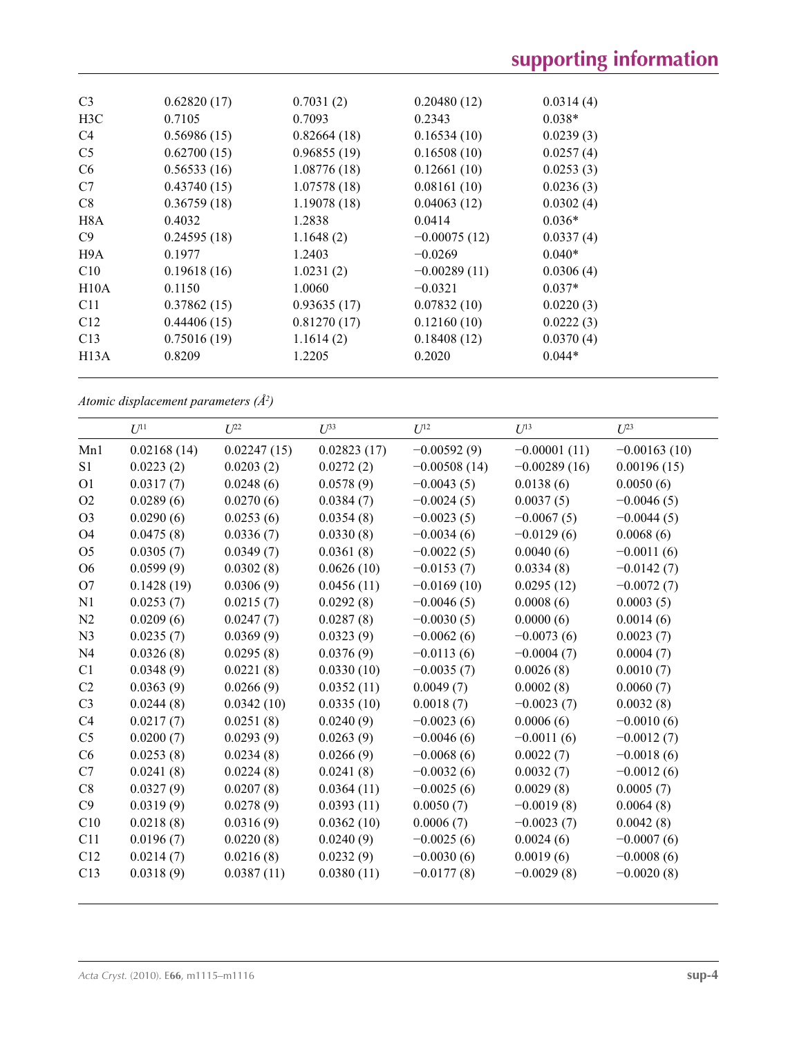| | | | | |
|---|---|---|---|---|
| C3 | 0.62820 (17) | 0.7031 (2) | 0.20480 (12) | 0.0314 (4) |
| H3C | 0.7105 | 0.7093 | 0.2343 | 0.038* |
| C4 | 0.56986 (15) | 0.82664 (18) | 0.16534 (10) | 0.0239 (3) |
| C5 | 0.62700 (15) | 0.96855 (19) | 0.16508 (10) | 0.0257 (4) |
| C6 | 0.56533 (16) | 1.08776 (18) | 0.12661 (10) | 0.0253 (3) |
| C7 | 0.43740 (15) | 1.07578 (18) | 0.08161 (10) | 0.0236 (3) |
| C8 | 0.36759 (18) | 1.19078 (18) | 0.04063 (12) | 0.0302 (4) |
| H8A | 0.4032 | 1.2838 | 0.0414 | 0.036* |
| C9 | 0.24595 (18) | 1.1648 (2) | −0.00075 (12) | 0.0337 (4) |
| H9A | 0.1977 | 1.2403 | −0.0269 | 0.040* |
| C10 | 0.19618 (16) | 1.0231 (2) | −0.00289 (11) | 0.0306 (4) |
| H10A | 0.1150 | 1.0060 | −0.0321 | 0.037* |
| C11 | 0.37862 (15) | 0.93635 (17) | 0.07832 (10) | 0.0220 (3) |
| C12 | 0.44406 (15) | 0.81270 (17) | 0.12160 (10) | 0.0222 (3) |
| C13 | 0.75016 (19) | 1.1614 (2) | 0.18408 (12) | 0.0370 (4) |
| H13A | 0.8209 | 1.2205 | 0.2020 | 0.044* |

*Atomic displacement parameters (Å²)*

| | $U^{11}$ | $U^{22}$ | $U^{33}$ | $U^{12}$ | $U^{13}$ | $U^{23}$ |
|---|---|---|---|---|---|---|
| Mn1 | 0.02168 (14) | 0.02247 (15) | 0.02823 (17) | −0.00592 (9) | −0.00001 (11) | −0.00163 (10) |
| S1 | 0.0223 (2) | 0.0203 (2) | 0.0272 (2) | −0.00508 (14) | −0.00289 (16) | 0.00196 (15) |
| O1 | 0.0317 (7) | 0.0248 (6) | 0.0578 (9) | −0.0043 (5) | 0.0138 (6) | 0.0050 (6) |
| O2 | 0.0289 (6) | 0.0270 (6) | 0.0384 (7) | −0.0024 (5) | 0.0037 (5) | −0.0046 (5) |
| O3 | 0.0290 (6) | 0.0253 (6) | 0.0354 (8) | −0.0023 (5) | −0.0067 (5) | −0.0044 (5) |
| O4 | 0.0475 (8) | 0.0336 (7) | 0.0330 (8) | −0.0034 (6) | −0.0129 (6) | 0.0068 (6) |
| O5 | 0.0305 (7) | 0.0349 (7) | 0.0361 (8) | −0.0022 (5) | 0.0040 (6) | −0.0011 (6) |
| O6 | 0.0599 (9) | 0.0302 (8) | 0.0626 (10) | −0.0153 (7) | 0.0334 (8) | −0.0142 (7) |
| O7 | 0.1428 (19) | 0.0306 (9) | 0.0456 (11) | −0.0169 (10) | 0.0295 (12) | −0.0072 (7) |
| N1 | 0.0253 (7) | 0.0215 (7) | 0.0292 (8) | −0.0046 (5) | 0.0008 (6) | 0.0003 (5) |
| N2 | 0.0209 (6) | 0.0247 (7) | 0.0287 (8) | −0.0030 (5) | 0.0000 (6) | 0.0014 (6) |
| N3 | 0.0235 (7) | 0.0369 (9) | 0.0323 (9) | −0.0062 (6) | −0.0073 (6) | 0.0023 (7) |
| N4 | 0.0326 (8) | 0.0295 (8) | 0.0376 (9) | −0.0113 (6) | −0.0004 (7) | 0.0004 (7) |
| C1 | 0.0348 (9) | 0.0221 (8) | 0.0330 (10) | −0.0035 (7) | 0.0026 (8) | 0.0010 (7) |
| C2 | 0.0363 (9) | 0.0266 (9) | 0.0352 (11) | 0.0049 (7) | 0.0002 (8) | 0.0060 (7) |
| C3 | 0.0244 (8) | 0.0342 (10) | 0.0335 (10) | 0.0018 (7) | −0.0023 (7) | 0.0032 (8) |
| C4 | 0.0217 (7) | 0.0251 (8) | 0.0240 (9) | −0.0023 (6) | 0.0006 (6) | −0.0010 (6) |
| C5 | 0.0200 (7) | 0.0293 (9) | 0.0263 (9) | −0.0046 (6) | −0.0011 (6) | −0.0012 (7) |
| C6 | 0.0253 (8) | 0.0234 (8) | 0.0266 (9) | −0.0068 (6) | 0.0022 (7) | −0.0018 (6) |
| C7 | 0.0241 (8) | 0.0224 (8) | 0.0241 (8) | −0.0032 (6) | 0.0032 (7) | −0.0012 (6) |
| C8 | 0.0327 (9) | 0.0207 (8) | 0.0364 (11) | −0.0025 (6) | 0.0029 (8) | 0.0005 (7) |
| C9 | 0.0319 (9) | 0.0278 (9) | 0.0393 (11) | 0.0050 (7) | −0.0019 (8) | 0.0064 (8) |
| C10 | 0.0218 (8) | 0.0316 (9) | 0.0362 (10) | 0.0006 (7) | −0.0023 (7) | 0.0042 (8) |
| C11 | 0.0196 (7) | 0.0220 (8) | 0.0240 (9) | −0.0025 (6) | 0.0024 (6) | −0.0007 (6) |
| C12 | 0.0214 (7) | 0.0216 (8) | 0.0232 (8) | −0.0030 (6) | 0.0019 (6) | −0.0008 (6) |
| C13 | 0.0318 (9) | 0.0387 (11) | 0.0380 (11) | −0.0177 (8) | −0.0029 (8) | −0.0020 (8) |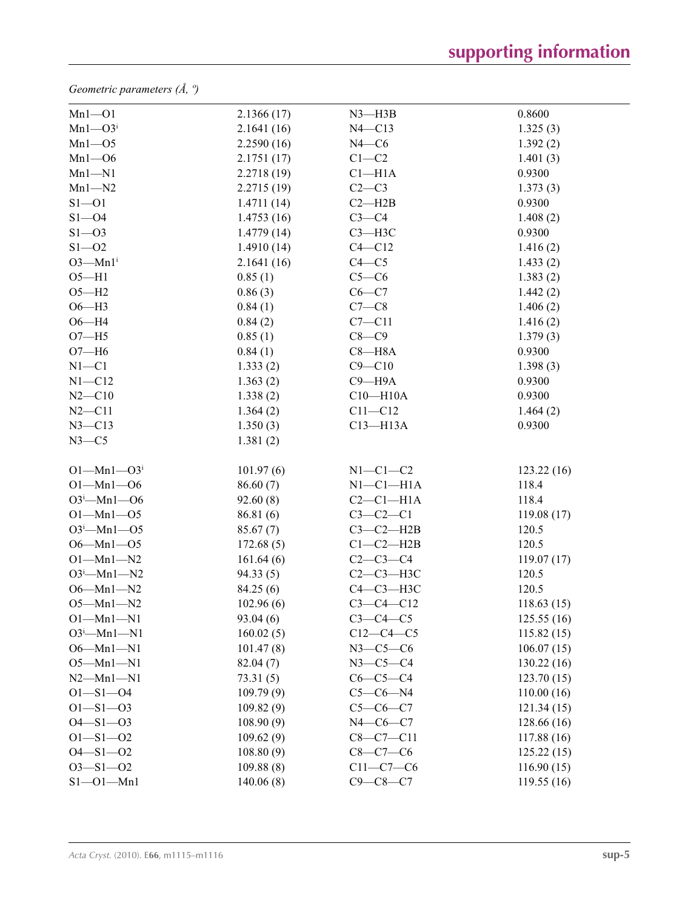*Geometric parameters (Å, º)*

| | | | |
|---|---|---|---|
| Mn1—O1 | 2.1366 (17) | N3—H3B | 0.8600 |
| Mn1—O3$^{i}$ | 2.1641 (16) | N4—C13 | 1.325 (3) |
| Mn1—O5 | 2.2590 (16) | N4—C6 | 1.392 (2) |
| Mn1—O6 | 2.1751 (17) | C1—C2 | 1.401 (3) |
| Mn1—N1 | 2.2718 (19) | C1—H1A | 0.9300 |
| Mn1—N2 | 2.2715 (19) | C2—C3 | 1.373 (3) |
| S1—O1 | 1.4711 (14) | C2—H2B | 0.9300 |
| S1—O4 | 1.4753 (16) | C3—C4 | 1.408 (2) |
| S1—O3 | 1.4779 (14) | C3—H3C | 0.9300 |
| S1—O2 | 1.4910 (14) | C4—C12 | 1.416 (2) |
| O3—Mn1$^{i}$ | 2.1641 (16) | C4—C5 | 1.433 (2) |
| O5—H1 | 0.85 (1) | C5—C6 | 1.383 (2) |
| O5—H2 | 0.86 (3) | C6—C7 | 1.442 (2) |
| O6—H3 | 0.84 (1) | C7—C8 | 1.406 (2) |
| O6—H4 | 0.84 (2) | C7—C11 | 1.416 (2) |
| O7—H5 | 0.85 (1) | C8—C9 | 1.379 (3) |
| O7—H6 | 0.84 (1) | C8—H8A | 0.9300 |
| N1—C1 | 1.333 (2) | C9—C10 | 1.398 (3) |
| N1—C12 | 1.363 (2) | C9—H9A | 0.9300 |
| N2—C10 | 1.338 (2) | C10—H10A | 0.9300 |
| N2—C11 | 1.364 (2) | C11—C12 | 1.464 (2) |
| N3—C13 | 1.350 (3) | C13—H13A | 0.9300 |
| N3—C5 | 1.381 (2) | | |
| | | | |
| O1—Mn1—O3$^{i}$ | 101.97 (6) | N1—C1—C2 | 123.22 (16) |
| O1—Mn1—O6 | 86.60 (7) | N1—C1—H1A | 118.4 |
| O3$^{i}$—Mn1—O6 | 92.60 (8) | C2—C1—H1A | 118.4 |
| O1—Mn1—O5 | 86.81 (6) | C3—C2—C1 | 119.08 (17) |
| O3$^{i}$—Mn1—O5 | 85.67 (7) | C3—C2—H2B | 120.5 |
| O6—Mn1—O5 | 172.68 (5) | C1—C2—H2B | 120.5 |
| O1—Mn1—N2 | 161.64 (6) | C2—C3—C4 | 119.07 (17) |
| O3$^{i}$—Mn1—N2 | 94.33 (5) | C2—C3—H3C | 120.5 |
| O6—Mn1—N2 | 84.25 (6) | C4—C3—H3C | 120.5 |
| O5—Mn1—N2 | 102.96 (6) | C3—C4—C12 | 118.63 (15) |
| O1—Mn1—N1 | 93.04 (6) | C3—C4—C5 | 125.55 (16) |
| O3$^{i}$—Mn1—N1 | 160.02 (5) | C12—C4—C5 | 115.82 (15) |
| O6—Mn1—N1 | 101.47 (8) | N3—C5—C6 | 106.07 (15) |
| O5—Mn1—N1 | 82.04 (7) | N3—C5—C4 | 130.22 (16) |
| N2—Mn1—N1 | 73.31 (5) | C6—C5—C4 | 123.70 (15) |
| O1—S1—O4 | 109.79 (9) | C5—C6—N4 | 110.00 (16) |
| O1—S1—O3 | 109.82 (9) | C5—C6—C7 | 121.34 (15) |
| O4—S1—O3 | 108.90 (9) | N4—C6—C7 | 128.66 (16) |
| O1—S1—O2 | 109.62 (9) | C8—C7—C11 | 117.88 (16) |
| O4—S1—O2 | 108.80 (9) | C8—C7—C6 | 125.22 (15) |
| O3—S1—O2 | 109.88 (8) | C11—C7—C6 | 116.90 (15) |
| S1—O1—Mn1 | 140.06 (8) | C9—C8—C7 | 119.55 (16) |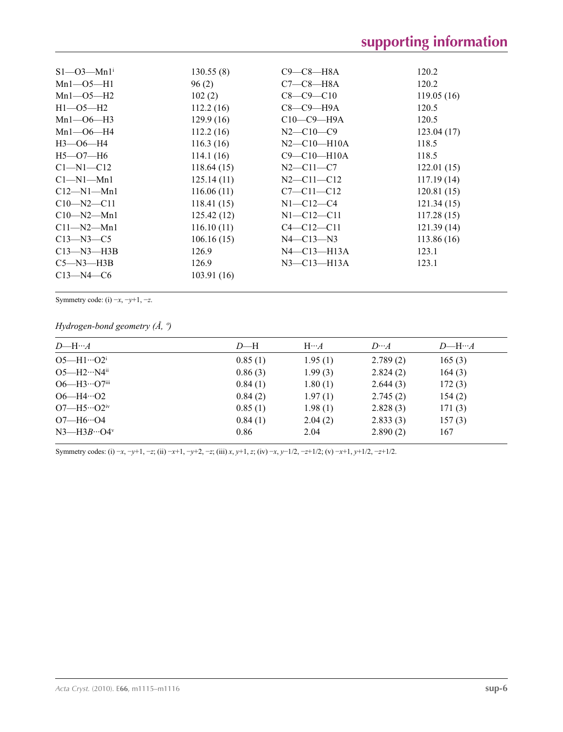| | | | |
|---|---|---|---|
| S1—O3—Mn1$^{i}$ | 130.55 (8) | C9—C8—H8A | 120.2 |
| Mn1—O5—H1 | 96 (2) | C7—C8—H8A | 120.2 |
| Mn1—O5—H2 | 102 (2) | C8—C9—C10 | 119.05 (16) |
| H1—O5—H2 | 112.2 (16) | C8—C9—H9A | 120.5 |
| Mn1—O6—H3 | 129.9 (16) | C10—C9—H9A | 120.5 |
| Mn1—O6—H4 | 112.2 (16) | N2—C10—C9 | 123.04 (17) |
| H3—O6—H4 | 116.3 (16) | N2—C10—H10A | 118.5 |
| H5—O7—H6 | 114.1 (16) | C9—C10—H10A | 118.5 |
| C1—N1—C12 | 118.64 (15) | N2—C11—C7 | 122.01 (15) |
| C1—N1—Mn1 | 125.14 (11) | N2—C11—C12 | 117.19 (14) |
| C12—N1—Mn1 | 116.06 (11) | C7—C11—C12 | 120.81 (15) |
| C10—N2—C11 | 118.41 (15) | N1—C12—C4 | 121.34 (15) |
| C10—N2—Mn1 | 125.42 (12) | N1—C12—C11 | 117.28 (15) |
| C11—N2—Mn1 | 116.10 (11) | C4—C12—C11 | 121.39 (14) |
| C13—N3—C5 | 106.16 (15) | N4—C13—N3 | 113.86 (16) |
| C13—N3—H3B | 126.9 | N4—C13—H13A | 123.1 |
| C5—N3—H3B | 126.9 | N3—C13—H13A | 123.1 |
| C13—N4—C6 | 103.91 (16) | | |

Symmetry code: (i) −*x*, −*y*+1, −*z*.

*Hydrogen-bond geometry (Å, º)*

| *D*—H···*A* | *D*—H | H···*A* | *D*···*A* | *D*—H···*A* |
|---|---|---|---|---|
| O5—H1···O2$^{i}$ | 0.85 (1) | 1.95 (1) | 2.789 (2) | 165 (3) |
| O5—H2···N4$^{ii}$ | 0.86 (3) | 1.99 (3) | 2.824 (2) | 164 (3) |
| O6—H3···O7$^{iii}$ | 0.84 (1) | 1.80 (1) | 2.644 (3) | 172 (3) |
| O6—H4···O2 | 0.84 (2) | 1.97 (1) | 2.745 (2) | 154 (2) |
| O7—H5···O2$^{iv}$ | 0.85 (1) | 1.98 (1) | 2.828 (3) | 171 (3) |
| O7—H6···O4 | 0.84 (1) | 2.04 (2) | 2.833 (3) | 157 (3) |
| N3—H3*B*···O4$^{v}$ | 0.86 | 2.04 | 2.890 (2) | 167 |

Symmetry codes: (i) −*x*, −*y*+1, −*z*; (ii) −*x*+1, −*y*+2, −*z*; (iii) *x*, *y*+1, *z*; (iv) −*x*, *y*−1/2, −*z*+1/2; (v) −*x*+1, *y*+1/2, −*z*+1/2.